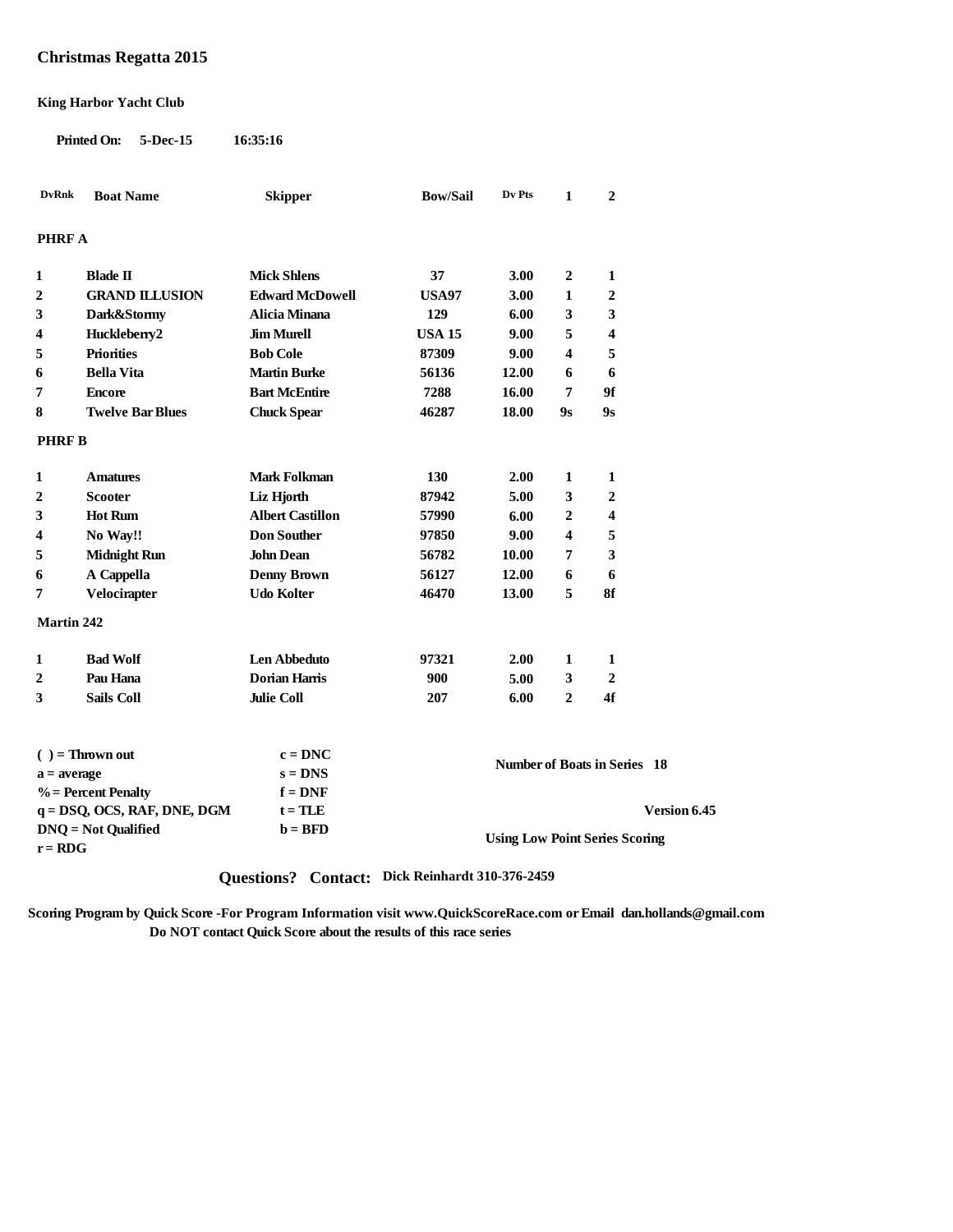# Christmas Regatta 2015

**King Harbor Yacht Club**

**Printed On: 5-Dec-15 16:35:16**

| DvRnk | Boat Name | Skipper | Bow/Sail | Dv Pts | 1 | 2 |
|---|---|---|---|---|---|---|
| **PHRF A** | | | | | | |
| 1 | Blade II | Mick Shlens | 37 | 3.00 | 2 | 1 |
| 2 | GRAND ILLUSION | Edward McDowell | USA97 | 3.00 | 1 | 2 |
| 3 | Dark&Stormy | Alicia Minana | 129 | 6.00 | 3 | 3 |
| 4 | Huckleberry2 | Jim Murell | USA 15 | 9.00 | 5 | 4 |
| 5 | Priorities | Bob Cole | 87309 | 9.00 | 4 | 5 |
| 6 | Bella Vita | Martin Burke | 56136 | 12.00 | 6 | 6 |
| 7 | Encore | Bart McEntire | 7288 | 16.00 | 7 | 9f |
| 8 | Twelve Bar Blues | Chuck Spear | 46287 | 18.00 | 9s | 9s |
| **PHRF B** | | | | | | |
| 1 | Amatures | Mark Folkman | 130 | 2.00 | 1 | 1 |
| 2 | Scooter | Liz Hjorth | 87942 | 5.00 | 3 | 2 |
| 3 | Hot Rum | Albert Castillon | 57990 | 6.00 | 2 | 4 |
| 4 | No Way!! | Don Souther | 97850 | 9.00 | 4 | 5 |
| 5 | Midnight Run | John Dean | 56782 | 10.00 | 7 | 3 |
| 6 | A Cappella | Denny Brown | 56127 | 12.00 | 6 | 6 |
| 7 | Velocirapter | Udo Kolter | 46470 | 13.00 | 5 | 8f |
| **Martin 242** | | | | | | |
| 1 | Bad Wolf | Len Abbeduto | 97321 | 2.00 | 1 | 1 |
| 2 | Pau Hana | Dorian Harris | 900 | 5.00 | 3 | 2 |
| 3 | Sails Coll | Julie Coll | 207 | 6.00 | 2 | 4f |

( ) = Thrown out
a = average
% = Percent Penalty
q = DSQ, OCS, RAF, DNE, DGM
DNQ = Not Qualified
r = RDG

c = DNC
s = DNS
f = DNF
t = TLE
b = BFD

**Number of Boats in Series 18**

**Version 6.45**

**Using Low Point Series Scoring**

**Questions? Contact: Dick Reinhardt 310-376-2459**

**Scoring Program by Quick Score -For Program Information visit www.QuickScoreRace.com or Email dan.hollands@gmail.com**
**Do NOT contact Quick Score about the results of this race series**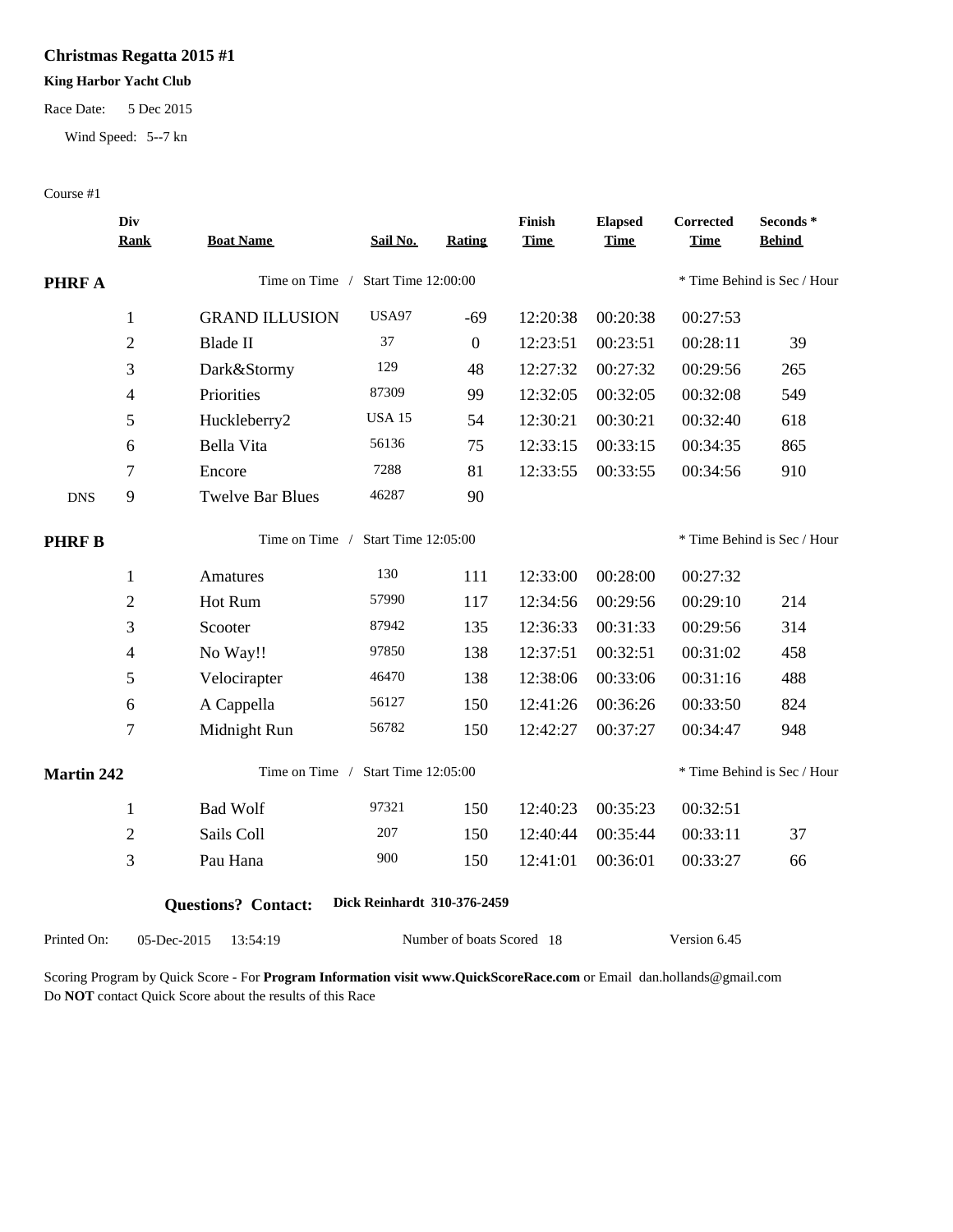# Christmas Regatta 2015 #1

**King Harbor Yacht Club**

Race Date: 5 Dec 2015

Wind Speed: 5--7 kn

Course #1

| | Div Rank | Boat Name | Sail No. | Rating | Finish Time | Elapsed Time | Corrected Time | Seconds * Behind |
|---|---|---|---|---|---|---|---|---|
| **PHRF A** | | Time on Time / Start Time 12:00:00 | | | | | * Time Behind is Sec / Hour | |
| | 1 | GRAND ILLUSION | USA97 | -69 | 12:20:38 | 00:20:38 | 00:27:53 | |
| | 2 | Blade II | 37 | 0 | 12:23:51 | 00:23:51 | 00:28:11 | 39 |
| | 3 | Dark&Stormy | 129 | 48 | 12:27:32 | 00:27:32 | 00:29:56 | 265 |
| | 4 | Priorities | 87309 | 99 | 12:32:05 | 00:32:05 | 00:32:08 | 549 |
| | 5 | Huckleberry2 | USA 15 | 54 | 12:30:21 | 00:30:21 | 00:32:40 | 618 |
| | 6 | Bella Vita | 56136 | 75 | 12:33:15 | 00:33:15 | 00:34:35 | 865 |
| | 7 | Encore | 7288 | 81 | 12:33:55 | 00:33:55 | 00:34:56 | 910 |
| DNS | 9 | Twelve Bar Blues | 46287 | 90 | | | | |
| **PHRF B** | | Time on Time / Start Time 12:05:00 | | | | | * Time Behind is Sec / Hour | |
| | 1 | Amatures | 130 | 111 | 12:33:00 | 00:28:00 | 00:27:32 | |
| | 2 | Hot Rum | 57990 | 117 | 12:34:56 | 00:29:56 | 00:29:10 | 214 |
| | 3 | Scooter | 87942 | 135 | 12:36:33 | 00:31:33 | 00:29:56 | 314 |
| | 4 | No Way!! | 97850 | 138 | 12:37:51 | 00:32:51 | 00:31:02 | 458 |
| | 5 | Velocirapter | 46470 | 138 | 12:38:06 | 00:33:06 | 00:31:16 | 488 |
| | 6 | A Cappella | 56127 | 150 | 12:41:26 | 00:36:26 | 00:33:50 | 824 |
| | 7 | Midnight Run | 56782 | 150 | 12:42:27 | 00:37:27 | 00:34:47 | 948 |
| **Martin 242** | | Time on Time / Start Time 12:05:00 | | | | | * Time Behind is Sec / Hour | |
| | 1 | Bad Wolf | 97321 | 150 | 12:40:23 | 00:35:23 | 00:32:51 | |
| | 2 | Sails Coll | 207 | 150 | 12:40:44 | 00:35:44 | 00:33:11 | 37 |
| | 3 | Pau Hana | 900 | 150 | 12:41:01 | 00:36:01 | 00:33:27 | 66 |

**Questions? Contact:** **Dick Reinhardt 310-376-2459**

Printed On: 05-Dec-2015 13:54:19 Number of boats Scored 18 Version 6.45

Scoring Program by Quick Score - For **Program Information visit www.QuickScoreRace.com** or Email dan.hollands@gmail.com
Do **NOT** contact Quick Score about the results of this Race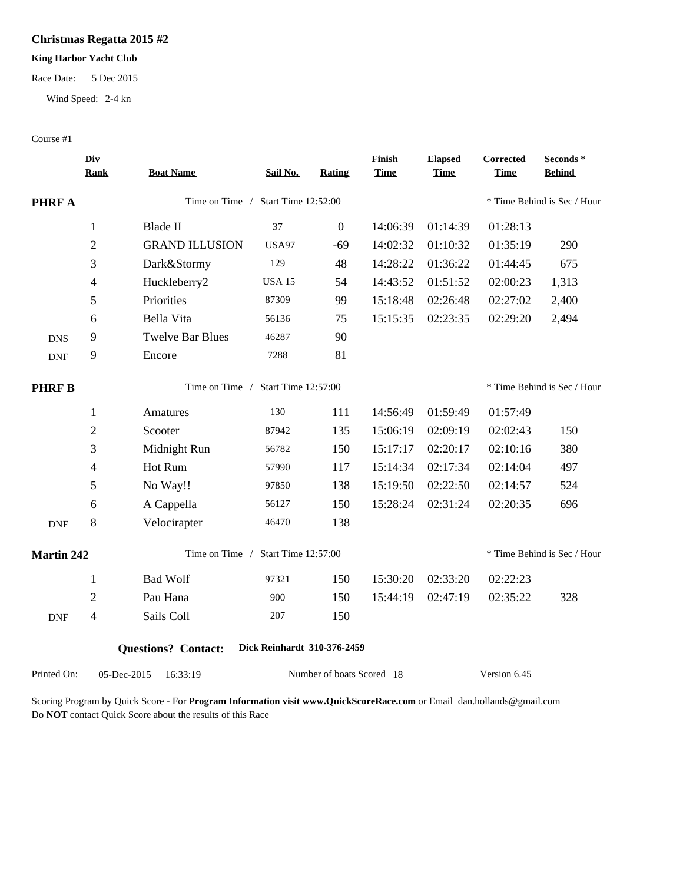# Christmas Regatta 2015 #2

**King Harbor Yacht Club**

Race Date: 5 Dec 2015

Wind Speed: 2-4 kn

Course #1

| | Div Rank | Boat Name | Sail No. | Rating | Finish Time | Elapsed Time | Corrected Time | Seconds * Behind |
|---|---|---|---|---|---|---|---|---|
| **PHRF A** | | Time on Time / Start Time 12:52:00 | | | | | * Time Behind is Sec / Hour | |
| | 1 | Blade II | 37 | 0 | 14:06:39 | 01:14:39 | 01:28:13 | |
| | 2 | GRAND ILLUSION | USA97 | -69 | 14:02:32 | 01:10:32 | 01:35:19 | 290 |
| | 3 | Dark&Stormy | 129 | 48 | 14:28:22 | 01:36:22 | 01:44:45 | 675 |
| | 4 | Huckleberry2 | USA 15 | 54 | 14:43:52 | 01:51:52 | 02:00:23 | 1,313 |
| | 5 | Priorities | 87309 | 99 | 15:18:48 | 02:26:48 | 02:27:02 | 2,400 |
| | 6 | Bella Vita | 56136 | 75 | 15:15:35 | 02:23:35 | 02:29:20 | 2,494 |
| DNS | 9 | Twelve Bar Blues | 46287 | 90 | | | | |
| DNF | 9 | Encore | 7288 | 81 | | | | |
| **PHRF B** | | Time on Time / Start Time 12:57:00 | | | | | * Time Behind is Sec / Hour | |
| | 1 | Amatures | 130 | 111 | 14:56:49 | 01:59:49 | 01:57:49 | |
| | 2 | Scooter | 87942 | 135 | 15:06:19 | 02:09:19 | 02:02:43 | 150 |
| | 3 | Midnight Run | 56782 | 150 | 15:17:17 | 02:20:17 | 02:10:16 | 380 |
| | 4 | Hot Rum | 57990 | 117 | 15:14:34 | 02:17:34 | 02:14:04 | 497 |
| | 5 | No Way!! | 97850 | 138 | 15:19:50 | 02:22:50 | 02:14:57 | 524 |
| | 6 | A Cappella | 56127 | 150 | 15:28:24 | 02:31:24 | 02:20:35 | 696 |
| DNF | 8 | Velocirapter | 46470 | 138 | | | | |
| **Martin 242** | | Time on Time / Start Time 12:57:00 | | | | | * Time Behind is Sec / Hour | |
| | 1 | Bad Wolf | 97321 | 150 | 15:30:20 | 02:33:20 | 02:22:23 | |
| | 2 | Pau Hana | 900 | 150 | 15:44:19 | 02:47:19 | 02:35:22 | 328 |
| DNF | 4 | Sails Coll | 207 | 150 | | | | |

**Questions? Contact:** **Dick Reinhardt 310-376-2459**

Printed On: 05-Dec-2015 16:33:19 Number of boats Scored 18 Version 6.45

Scoring Program by Quick Score - For **Program Information visit www.QuickScoreRace.com** or Email dan.hollands@gmail.com
Do **NOT** contact Quick Score about the results of this Race